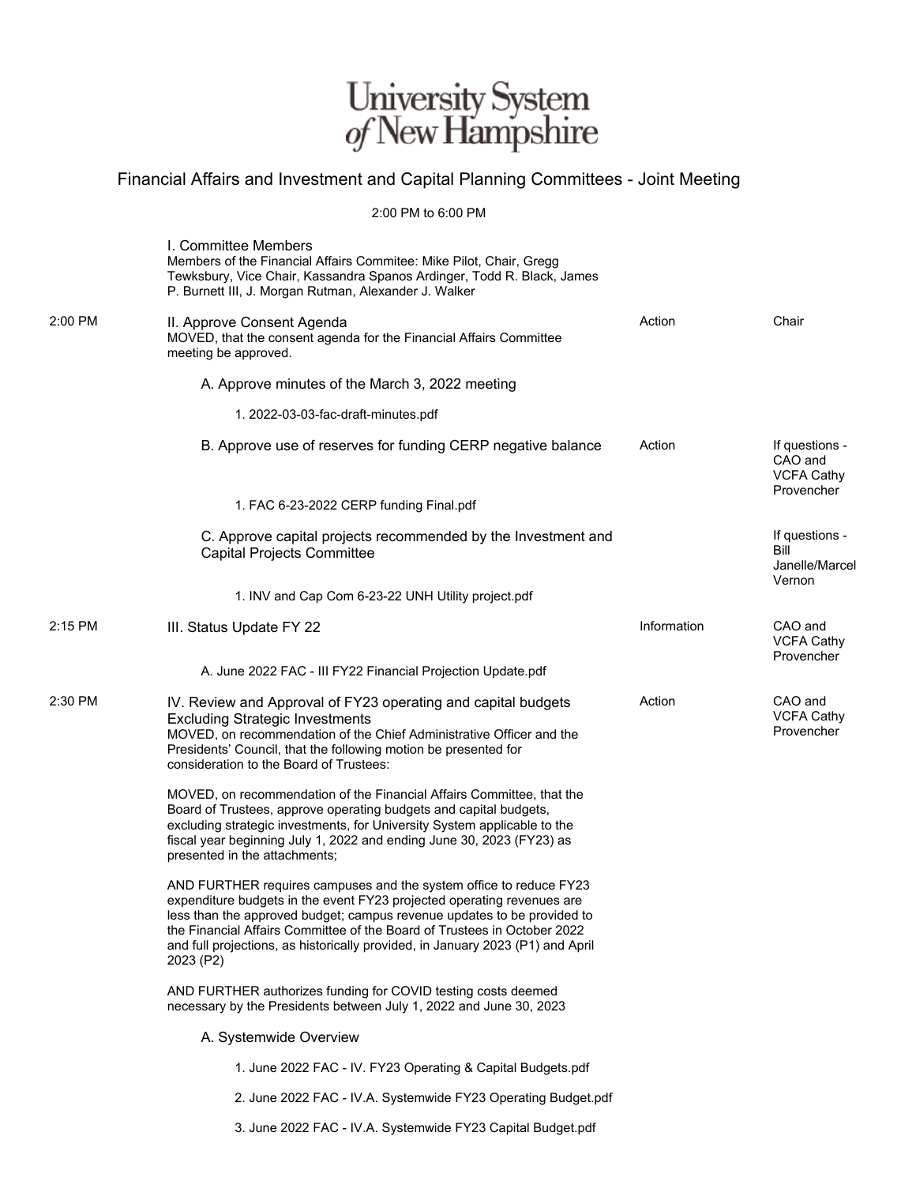# University System of New Hampshire

## Financial Affairs and Investment and Capital Planning Committees - Joint Meeting

2:00 PM to 6:00 PM

| Time | Item | Type | Presenter |
|---|---|---|---|
| | **I. Committee Members**<br>Members of the Financial Affairs Commitee: Mike Pilot, Chair, Gregg Tewksbury, Vice Chair, Kassandra Spanos Ardinger, Todd R. Black, James P. Burnett III, J. Morgan Rutman, Alexander J. Walker | | |
| 2:00 PM | **II. Approve Consent Agenda**<br>MOVED, that the consent agenda for the Financial Affairs Committee meeting be approved. | Action | Chair |
| | A. Approve minutes of the March 3, 2022 meeting<br>1. 2022-03-03-fac-draft-minutes.pdf | | |
| | B. Approve use of reserves for funding CERP negative balance<br>1. FAC 6-23-2022 CERP funding Final.pdf | Action | If questions - CAO and VCFA Cathy Provencher |
| | C. Approve capital projects recommended by the Investment and Capital Projects Committee<br>1. INV and Cap Com 6-23-22 UNH Utility project.pdf | | If questions - Bill Janelle/Marcel Vernon |
| 2:15 PM | **III. Status Update FY 22**<br>A. June 2022 FAC - III FY22 Financial Projection Update.pdf | Information | CAO and VCFA Cathy Provencher |
| 2:30 PM | **IV. Review and Approval of FY23 operating and capital budgets Excluding Strategic Investments**<br>MOVED, on recommendation of the Chief Administrative Officer and the Presidents' Council, that the following motion be presented for consideration to the Board of Trustees:<br><br>MOVED, on recommendation of the Financial Affairs Committee, that the Board of Trustees, approve operating budgets and capital budgets, excluding strategic investments, for University System applicable to the fiscal year beginning July 1, 2022 and ending June 30, 2023 (FY23) as presented in the attachments;<br><br>AND FURTHER requires campuses and the system office to reduce FY23 expenditure budgets in the event FY23 projected operating revenues are less than the approved budget; campus revenue updates to be provided to the Financial Affairs Committee of the Board of Trustees in October 2022 and full projections, as historically provided, in January 2023 (P1) and April 2023 (P2)<br><br>AND FURTHER authorizes funding for COVID testing costs deemed necessary by the Presidents between July 1, 2022 and June 30, 2023 | Action | CAO and VCFA Cathy Provencher |
| | A. Systemwide Overview<br>1. June 2022 FAC - IV. FY23 Operating & Capital Budgets.pdf<br>2. June 2022 FAC - IV.A. Systemwide FY23 Operating Budget.pdf<br>3. June 2022 FAC - IV.A. Systemwide FY23 Capital Budget.pdf | | |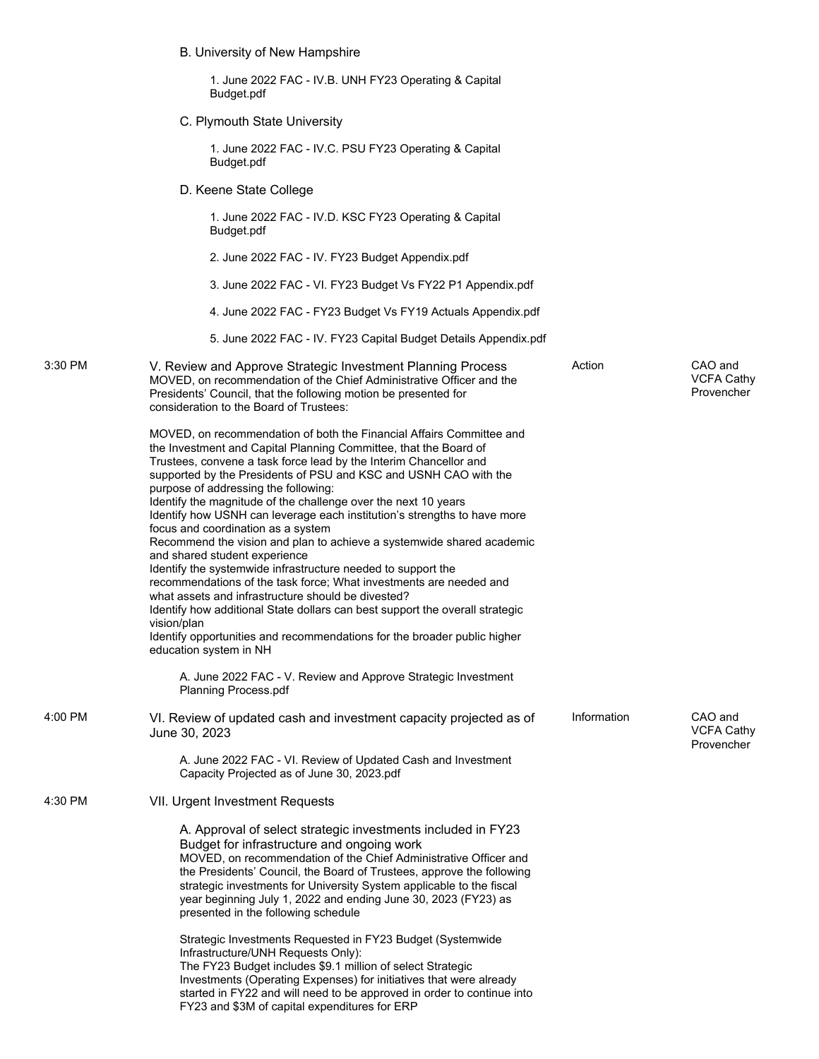B. University of New Hampshire

1. June 2022 FAC - IV.B. UNH FY23 Operating & Capital Budget.pdf

C. Plymouth State University

1. June 2022 FAC - IV.C. PSU FY23 Operating & Capital Budget.pdf

D. Keene State College

1. June 2022 FAC - IV.D. KSC FY23 Operating & Capital Budget.pdf

2. June 2022 FAC - IV. FY23 Budget Appendix.pdf

3. June 2022 FAC - VI. FY23 Budget Vs FY22 P1 Appendix.pdf

4. June 2022 FAC - FY23 Budget Vs FY19 Actuals Appendix.pdf

5. June 2022 FAC - IV. FY23 Capital Budget Details Appendix.pdf

| Time | Item | Type | Presenter |
|---|---|---|---|
| 3:30 PM | V. Review and Approve Strategic Investment Planning Process | Action | CAO and VCFA Cathy Provencher |

MOVED, on recommendation of the Chief Administrative Officer and the Presidents' Council, that the following motion be presented for consideration to the Board of Trustees:

MOVED, on recommendation of both the Financial Affairs Committee and the Investment and Capital Planning Committee, that the Board of Trustees, convene a task force lead by the Interim Chancellor and supported by the Presidents of PSU and KSC and USNH CAO with the purpose of addressing the following:
Identify the magnitude of the challenge over the next 10 years
Identify how USNH can leverage each institution's strengths to have more focus and coordination as a system
Recommend the vision and plan to achieve a systemwide shared academic and shared student experience
Identify the systemwide infrastructure needed to support the recommendations of the task force; What investments are needed and what assets and infrastructure should be divested?
Identify how additional State dollars can best support the overall strategic vision/plan
Identify opportunities and recommendations for the broader public higher education system in NH

A. June 2022 FAC - V. Review and Approve Strategic Investment Planning Process.pdf

| Time | Item | Type | Presenter |
|---|---|---|---|
| 4:00 PM | VI. Review of updated cash and investment capacity projected as of June 30, 2023 | Information | CAO and VCFA Cathy Provencher |

A. June 2022 FAC - VI. Review of Updated Cash and Investment Capacity Projected as of June 30, 2023.pdf

| Time | Item |
|---|---|
| 4:30 PM | VII. Urgent Investment Requests |

A. Approval of select strategic investments included in FY23 Budget for infrastructure and ongoing work

MOVED, on recommendation of the Chief Administrative Officer and the Presidents' Council, the Board of Trustees, approve the following strategic investments for University System applicable to the fiscal year beginning July 1, 2022 and ending June 30, 2023 (FY23) as presented in the following schedule

Strategic Investments Requested in FY23 Budget (Systemwide Infrastructure/UNH Requests Only):
The FY23 Budget includes $9.1 million of select Strategic Investments (Operating Expenses) for initiatives that were already started in FY22 and will need to be approved in order to continue into FY23 and $3M of capital expenditures for ERP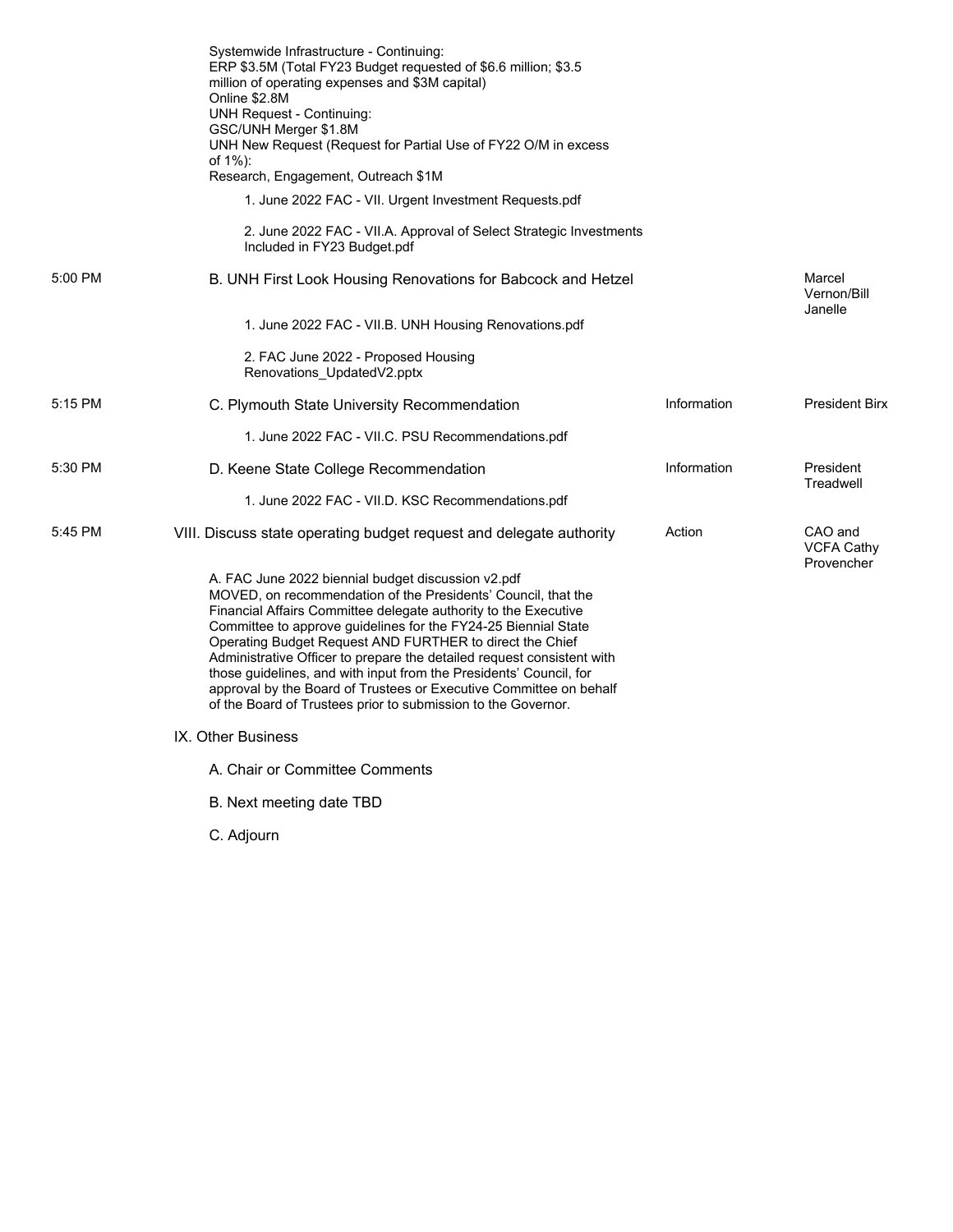| | | | |
|---|---|---|---|
| | Systemwide Infrastructure - Continuing:<br>ERP $3.5M (Total FY23 Budget requested of $6.6 million; $3.5 million of operating expenses and $3M capital)<br>Online $2.8M<br>UNH Request - Continuing:<br>GSC/UNH Merger $1.8M<br>UNH New Request (Request for Partial Use of FY22 O/M in excess of 1%):<br>Research, Engagement, Outreach $1M | | |
| | 1. June 2022 FAC - VII. Urgent Investment Requests.pdf | | |
| | 2. June 2022 FAC - VII.A. Approval of Select Strategic Investments Included in FY23 Budget.pdf | | |
| 5:00 PM | B. UNH First Look Housing Renovations for Babcock and Hetzel | | Marcel Vernon/Bill Janelle |
| | 1. June 2022 FAC - VII.B. UNH Housing Renovations.pdf | | |
| | 2. FAC June 2022 - Proposed Housing Renovations_UpdatedV2.pptx | | |
| 5:15 PM | C. Plymouth State University Recommendation | Information | President Birx |
| | 1. June 2022 FAC - VII.C. PSU Recommendations.pdf | | |
| 5:30 PM | D. Keene State College Recommendation | Information | President Treadwell |
| | 1. June 2022 FAC - VII.D. KSC Recommendations.pdf | | |
| 5:45 PM | VIII. Discuss state operating budget request and delegate authority | Action | CAO and VCFA Cathy Provencher |
| | A. FAC June 2022 biennial budget discussion v2.pdf<br>MOVED, on recommendation of the Presidents' Council, that the Financial Affairs Committee delegate authority to the Executive Committee to approve guidelines for the FY24-25 Biennial State Operating Budget Request AND FURTHER to direct the Chief Administrative Officer to prepare the detailed request consistent with those guidelines, and with input from the Presidents' Council, for approval by the Board of Trustees or Executive Committee on behalf of the Board of Trustees prior to submission to the Governor. | | |
| | IX. Other Business | | |
| | A. Chair or Committee Comments | | |
| | B. Next meeting date TBD | | |
| | C. Adjourn | | |